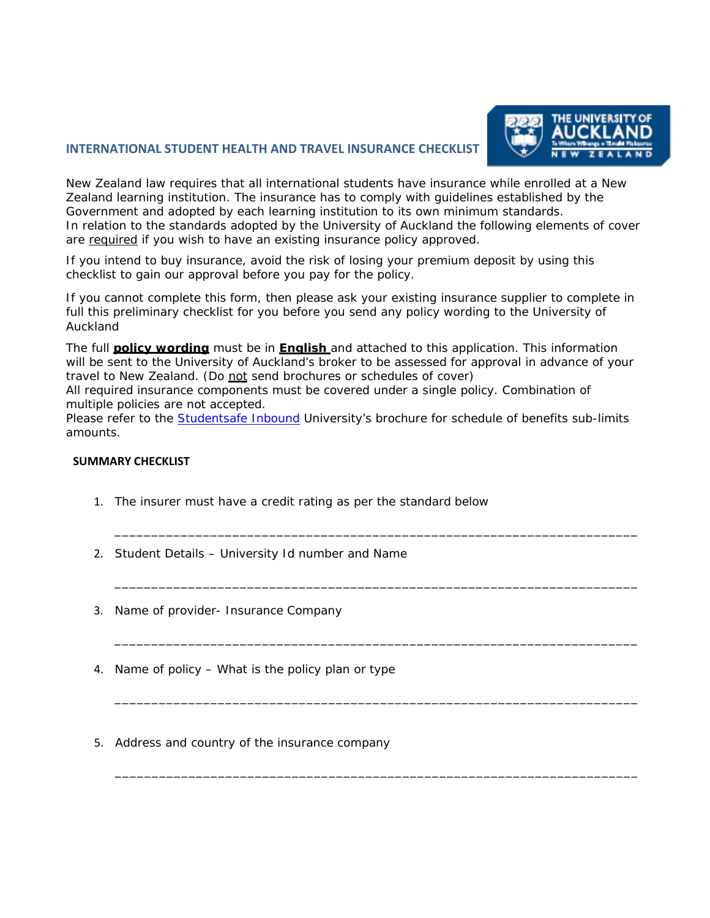## INTERNATIONAL STUDENT HEALTH AND TRAVEL INSURANCE CHECKLIST

New Zealand law requires that all international students have insurance while enrolled at a New Zealand learning institution. The insurance has to comply with guidelines established by the Government and adopted by each learning institution to its own minimum standards.
In relation to the standards adopted by the University of Auckland the following elements of cover are required if you wish to have an existing insurance policy approved.

If you intend to buy insurance, avoid the risk of losing your premium deposit by using this checklist to gain our approval before you pay for the policy.

If you cannot complete this form, then please ask your existing insurance supplier to complete in full this preliminary checklist for you before you send any policy wording to the University of Auckland

The full **policy wording** must be in **English** and attached to this application. This information will be sent to the University of Auckland's broker to be assessed for approval in advance of your travel to New Zealand. (Do not send brochures or schedules of cover)
All required insurance components must be covered under a single policy. Combination of multiple policies are not accepted.
Please refer to the Studentsafe Inbound University's brochure for schedule of benefits sub-limits amounts.

### SUMMARY CHECKLIST

1. The insurer must have a credit rating as per the standard below

   ______________________________________________________________________

2. Student Details – University Id number and Name

   ______________________________________________________________________

3. Name of provider- Insurance Company

   ______________________________________________________________________

4. Name of policy – What is the policy plan or type

   ______________________________________________________________________

5. Address and country of the insurance company

   ______________________________________________________________________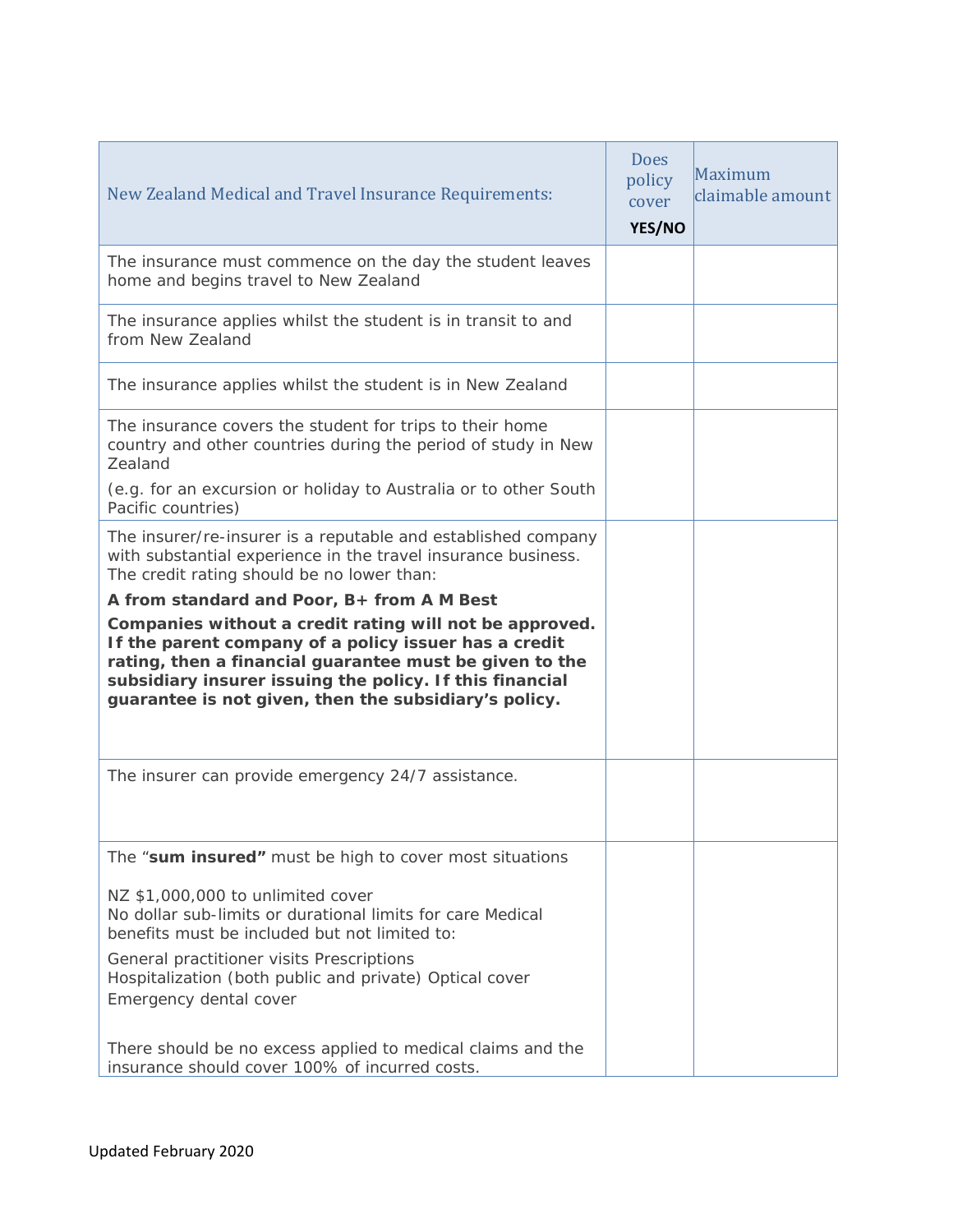| New Zealand Medical and Travel Insurance Requirements: | Does policy cover **YES/NO** | Maximum claimable amount |
|---|---|---|
| The insurance must commence on the day the student leaves home and begins travel to New Zealand | | |
| The insurance applies whilst the student is in transit to and from New Zealand | | |
| The insurance applies whilst the student is in New Zealand | | |
| The insurance covers the student for trips to their home country and other countries during the period of study in New Zealand<br><br>(e.g. for an excursion or holiday to Australia or to other South Pacific countries) | | |
| The insurer/re-insurer is a reputable and established company with substantial experience in the travel insurance business. The credit rating should be no lower than:<br><br>**A from standard and Poor, B+ from A M Best**<br><br>**Companies without a credit rating will not be approved. If the parent company of a policy issuer has a credit rating, then a financial guarantee must be given to the subsidiary insurer issuing the policy. If this financial guarantee is not given, then the subsidiary's policy.** | | |
| The insurer can provide emergency 24/7 assistance. | | |
| The "**sum insured"** must be high to cover most situations<br><br>NZ $1,000,000 to unlimited cover<br>No dollar sub-limits or durational limits for care Medical benefits must be included but not limited to:<br><br>General practitioner visits Prescriptions<br>Hospitalization (both public and private) Optical cover<br>Emergency dental cover<br><br>There should be no excess applied to medical claims and the insurance should cover 100% of incurred costs. | | |

Updated February 2020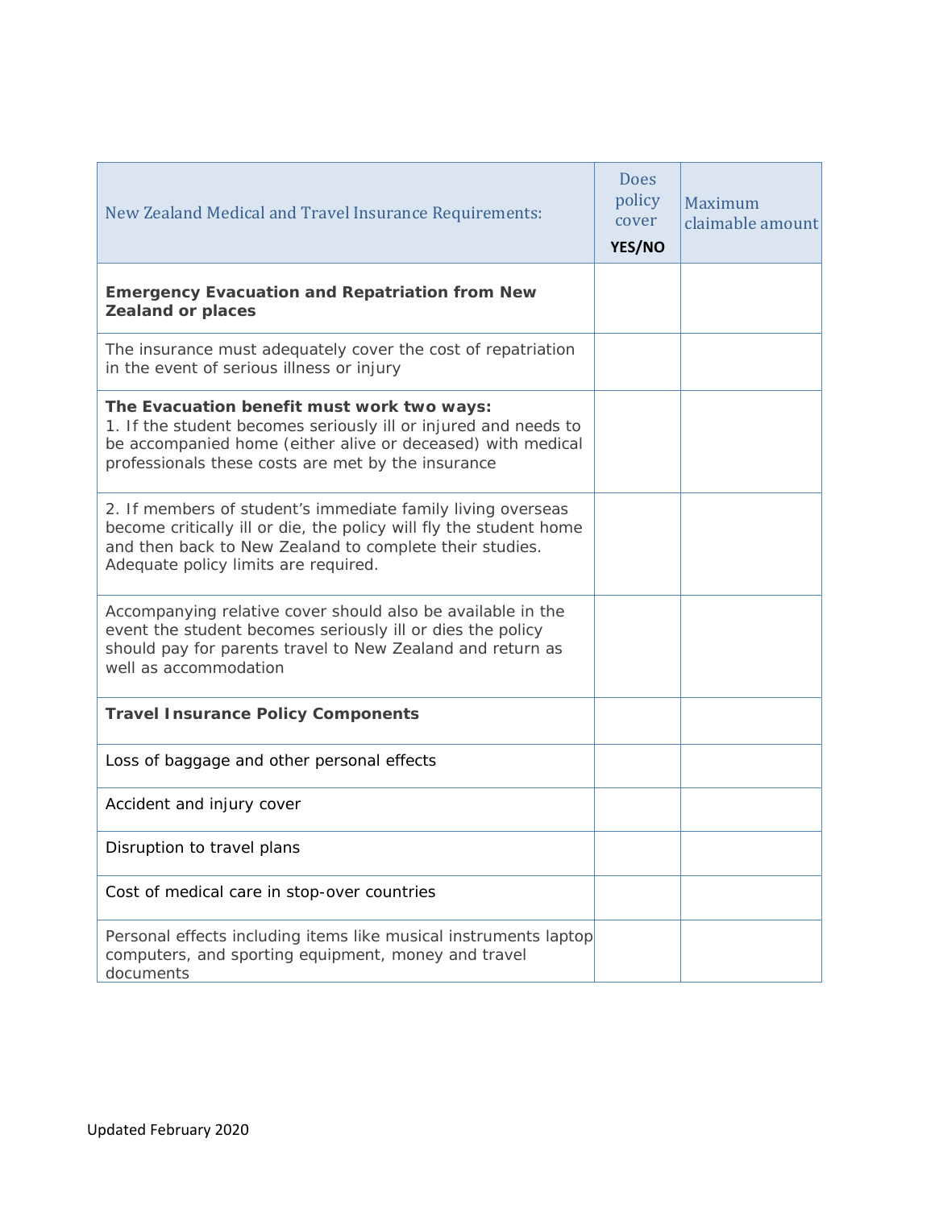| New Zealand Medical and Travel Insurance Requirements: | Does policy cover **YES/NO** | Maximum claimable amount |
|---|---|---|
| **Emergency Evacuation and Repatriation from New Zealand or places** | | |
| The insurance must adequately cover the cost of repatriation in the event of serious illness or injury | | |
| **The Evacuation benefit must work two ways:** 1. If the student becomes seriously ill or injured and needs to be accompanied home (either alive or deceased) with medical professionals these costs are met by the insurance | | |
| 2. If members of student's immediate family living overseas become critically ill or die, the policy will fly the student home and then back to New Zealand to complete their studies. Adequate policy limits are required. | | |
| Accompanying relative cover should also be available in the event the student becomes seriously ill or dies the policy should pay for parents travel to New Zealand and return as well as accommodation | | |
| **Travel Insurance Policy Components** | | |
| Loss of baggage and other personal effects | | |
| Accident and injury cover | | |
| Disruption to travel plans | | |
| Cost of medical care in stop-over countries | | |
| Personal effects including items like musical instruments laptop computers, and sporting equipment, money and travel documents | | |

Updated February 2020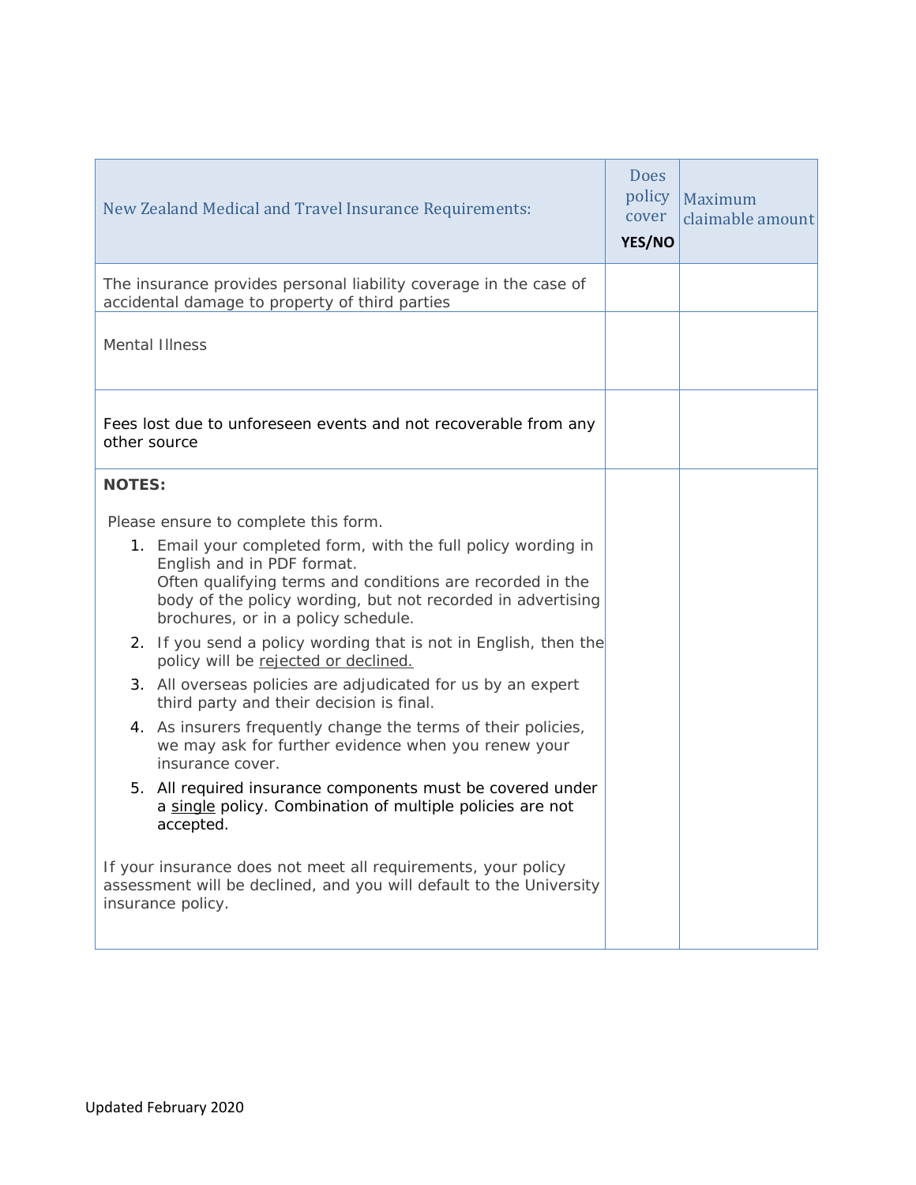| New Zealand Medical and Travel Insurance Requirements: | Does policy cover **YES/NO** | Maximum claimable amount |
|---|---|---|
| The insurance provides personal liability coverage in the case of accidental damage to property of third parties | | |
| Mental Illness | | |
| Fees lost due to unforeseen events and not recoverable from any other source | | |
| **NOTES:** Please ensure to complete this form. 1. Email your completed form, with the full policy wording in English and in PDF format. Often qualifying terms and conditions are recorded in the body of the policy wording, but not recorded in advertising brochures, or in a policy schedule. 2. If you send a policy wording that is not in English, then the policy will be rejected or declined. 3. All overseas policies are adjudicated for us by an expert third party and their decision is final. 4. As insurers frequently change the terms of their policies, we may ask for further evidence when you renew your insurance cover. 5. All required insurance components must be covered under a single policy. Combination of multiple policies are not accepted. If your insurance does not meet all requirements, your policy assessment will be declined, and you will default to the University insurance policy. | | |

Updated February 2020